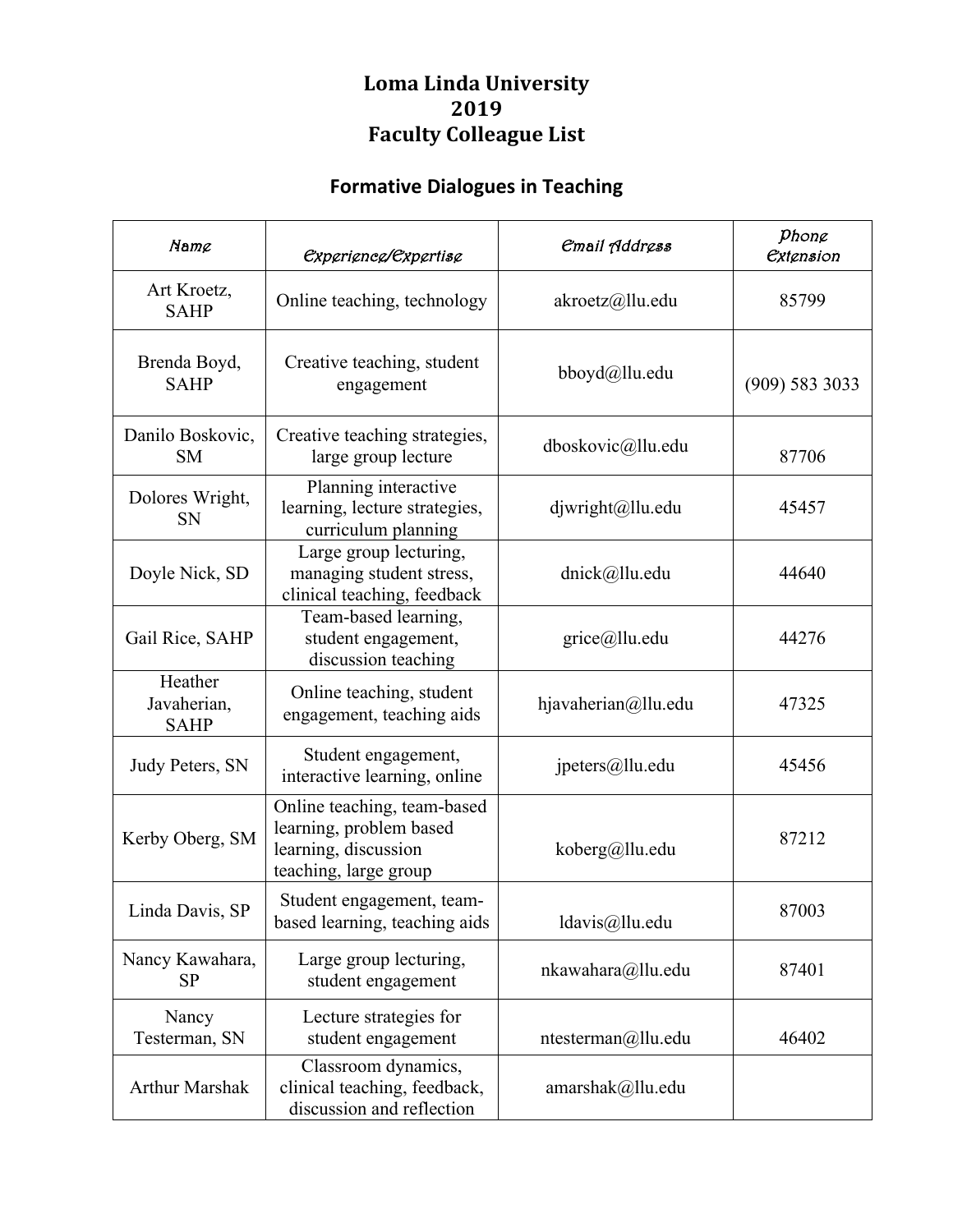# Loma Linda University
# 2019
# Faculty Colleague List

## Formative Dialogues in Teaching

| Name | Experience/Expertise | Email Address | Phone Extension |
|---|---|---|---|
| Art Kroetz, SAHP | Online teaching, technology | akroetz@llu.edu | 85799 |
| Brenda Boyd, SAHP | Creative teaching, student engagement | bboyd@llu.edu | (909) 583 3033 |
| Danilo Boskovic, SM | Creative teaching strategies, large group lecture | dboskovic@llu.edu | 87706 |
| Dolores Wright, SN | Planning interactive learning, lecture strategies, curriculum planning | djwright@llu.edu | 45457 |
| Doyle Nick, SD | Large group lecturing, managing student stress, clinical teaching, feedback | dnick@llu.edu | 44640 |
| Gail Rice, SAHP | Team-based learning, student engagement, discussion teaching | grice@llu.edu | 44276 |
| Heather Javaherian, SAHP | Online teaching, student engagement, teaching aids | hjavaherian@llu.edu | 47325 |
| Judy Peters, SN | Student engagement, interactive learning, online | jpeters@llu.edu | 45456 |
| Kerby Oberg, SM | Online teaching, team-based learning, problem based learning, discussion teaching, large group | koberg@llu.edu | 87212 |
| Linda Davis, SP | Student engagement, team-based learning, teaching aids | ldavis@llu.edu | 87003 |
| Nancy Kawahara, SP | Large group lecturing, student engagement | nkawahara@llu.edu | 87401 |
| Nancy Testerman, SN | Lecture strategies for student engagement | ntesterman@llu.edu | 46402 |
| Arthur Marshak | Classroom dynamics, clinical teaching, feedback, discussion and reflection | amarshak@llu.edu | |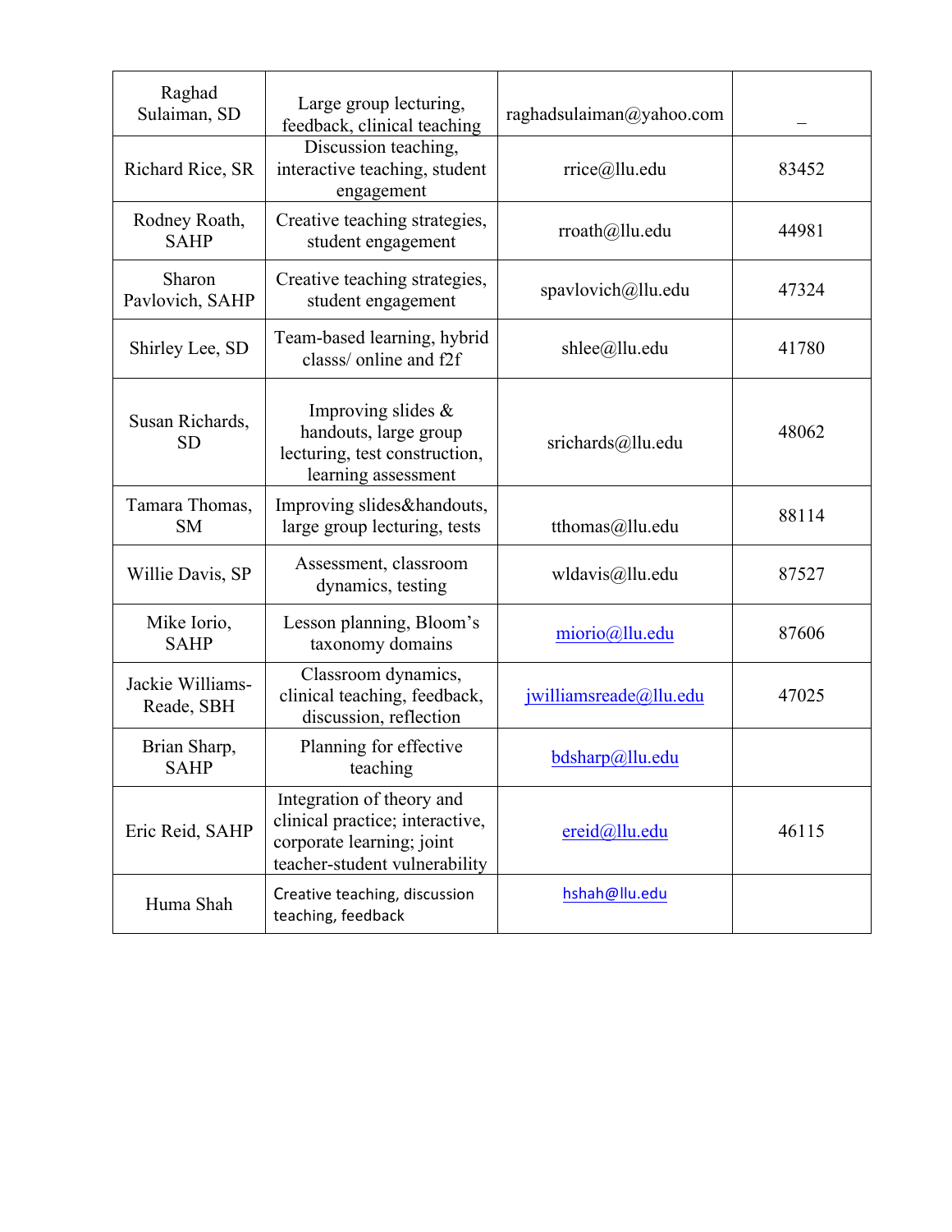| | | | |
|---|---|---|---|
| Raghad Sulaiman, SD | Large group lecturing, feedback, clinical teaching | raghadsulaiman@yahoo.com | _ |
| Richard Rice, SR | Discussion teaching, interactive teaching, student engagement | rrice@llu.edu | 83452 |
| Rodney Roath, SAHP | Creative teaching strategies, student engagement | rroath@llu.edu | 44981 |
| Sharon Pavlovich, SAHP | Creative teaching strategies, student engagement | spavlovich@llu.edu | 47324 |
| Shirley Lee, SD | Team-based learning, hybrid classs/ online and f2f | shlee@llu.edu | 41780 |
| Susan Richards, SD | Improving slides & handouts, large group lecturing, test construction, learning assessment | srichards@llu.edu | 48062 |
| Tamara Thomas, SM | Improving slides&handouts, large group lecturing, tests | tthomas@llu.edu | 88114 |
| Willie Davis, SP | Assessment, classroom dynamics, testing | wldavis@llu.edu | 87527 |
| Mike Iorio, SAHP | Lesson planning, Bloom's taxonomy domains | miorio@llu.edu | 87606 |
| Jackie Williams-Reade, SBH | Classroom dynamics, clinical teaching, feedback, discussion, reflection | jwilliamsreade@llu.edu | 47025 |
| Brian Sharp, SAHP | Planning for effective teaching | bdsharp@llu.edu | |
| Eric Reid, SAHP | Integration of theory and clinical practice; interactive, corporate learning; joint teacher-student vulnerability | ereid@llu.edu | 46115 |
| Huma Shah | Creative teaching, discussion teaching, feedback | hshah@llu.edu | |